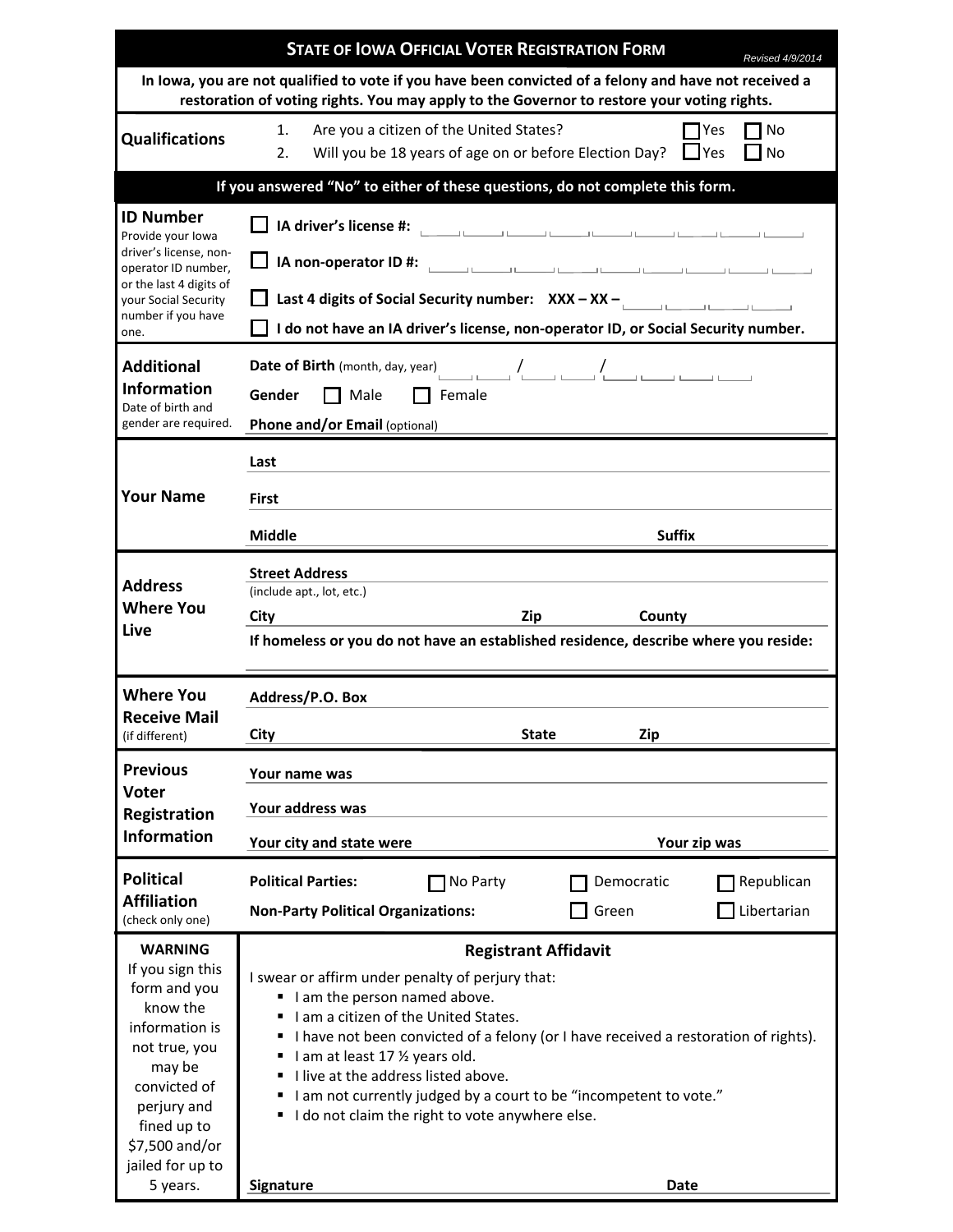# STATE OF IOWA OFFICIAL VOTER REGISTRATION FORM

*Revised 4/9/2014*

**In Iowa, you are not qualified to vote if you have been convicted of a felony and have not received a restoration of voting rights. You may apply to the Governor to restore your voting rights.**

## Qualifications

1. Are you a citizen of the United States? ☐ Yes ☐ No
2. Will you be 18 years of age on or before Election Day? ☐ Yes ☐ No

**If you answered "No" to either of these questions, do not complete this form.**

## ID Number

Provide your Iowa driver's license, non-operator ID number, or the last 4 digits of your Social Security number if you have one.

- ☐ **IA driver's license #:** ___ ___ ___ ___ ___ ___ ___ ___ ___
- ☐ **IA non-operator ID #:** ___ ___ ___ ___ ___ ___ ___ ___ ___
- ☐ **Last 4 digits of Social Security number: XXX – XX –** ___ ___ ___ ___
- ☐ **I do not have an IA driver's license, non-operator ID, or Social Security number.**

## Additional Information

Date of birth and gender are required.

**Date of Birth** (month, day, year) ___ ___ / ___ ___ / ___ ___ ___ ___

**Gender** ☐ Male ☐ Female

**Phone and/or Email** (optional) ____________________

## Your Name

**Last** ____________________

**First** ____________________

**Middle** ____________________ **Suffix** ________

## Address Where You Live

**Street Address** ____________________
(include apt., lot, etc.)

**City** ____________ **Zip** ________ **County** ____________

**If homeless or you do not have an established residence, describe where you reside:** ____________________

## Where You Receive Mail
(if different)

**Address/P.O. Box** ____________________

**City** ____________ **State** ________ **Zip** ________

## Previous Voter Registration Information

**Your name was** ____________________

**Your address was** ____________________

**Your city and state were** ____________ **Your zip was** ________

## Political Affiliation
(check only one)

**Political Parties:** ☐ No Party ☐ Democratic ☐ Republican

**Non-Party Political Organizations:** ☐ Green ☐ Libertarian

## Registrant Affidavit

**WARNING**
If you sign this form and you know the information is not true, you may be convicted of perjury and fined up to $7,500 and/or jailed for up to 5 years.

I swear or affirm under penalty of perjury that:

- I am the person named above.
- I am a citizen of the United States.
- I have not been convicted of a felony (or I have received a restoration of rights).
- I am at least 17 ½ years old.
- I live at the address listed above.
- I am not currently judged by a court to be "incompetent to vote."
- I do not claim the right to vote anywhere else.

**Signature** ____________________ **Date** ________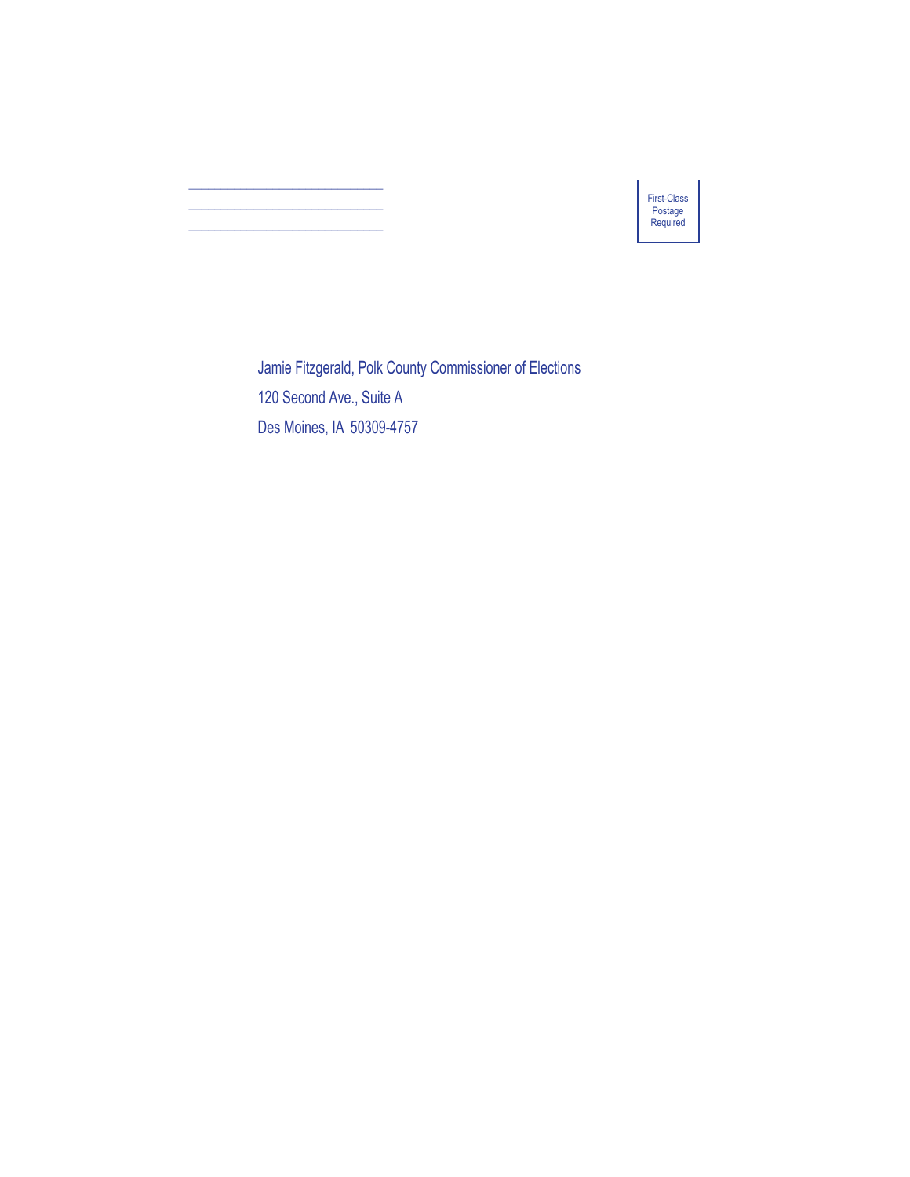\_\_\_\_\_\_\_\_\_\_\_\_\_\_\_\_\_\_\_\_\_\_\_\_\_\_\_\_\_\_

\_\_\_\_\_\_\_\_\_\_\_\_\_\_\_\_\_\_\_\_\_\_\_\_\_\_\_\_\_\_

\_\_\_\_\_\_\_\_\_\_\_\_\_\_\_\_\_\_\_\_\_\_\_\_\_\_\_\_\_\_

First-Class
Postage
Required

Jamie Fitzgerald, Polk County Commissioner of Elections

120 Second Ave., Suite A

Des Moines, IA 50309-4757